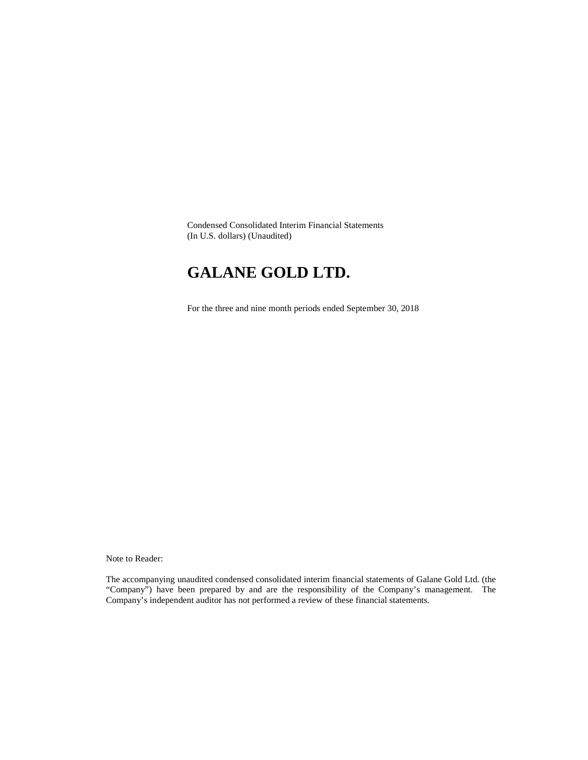Condensed Consolidated Interim Financial Statements
(In U.S. dollars) (Unaudited)

# GALANE GOLD LTD.

For the three and nine month periods ended September 30, 2018

Note to Reader:

The accompanying unaudited condensed consolidated interim financial statements of Galane Gold Ltd. (the "Company") have been prepared by and are the responsibility of the Company's management. The Company's independent auditor has not performed a review of these financial statements.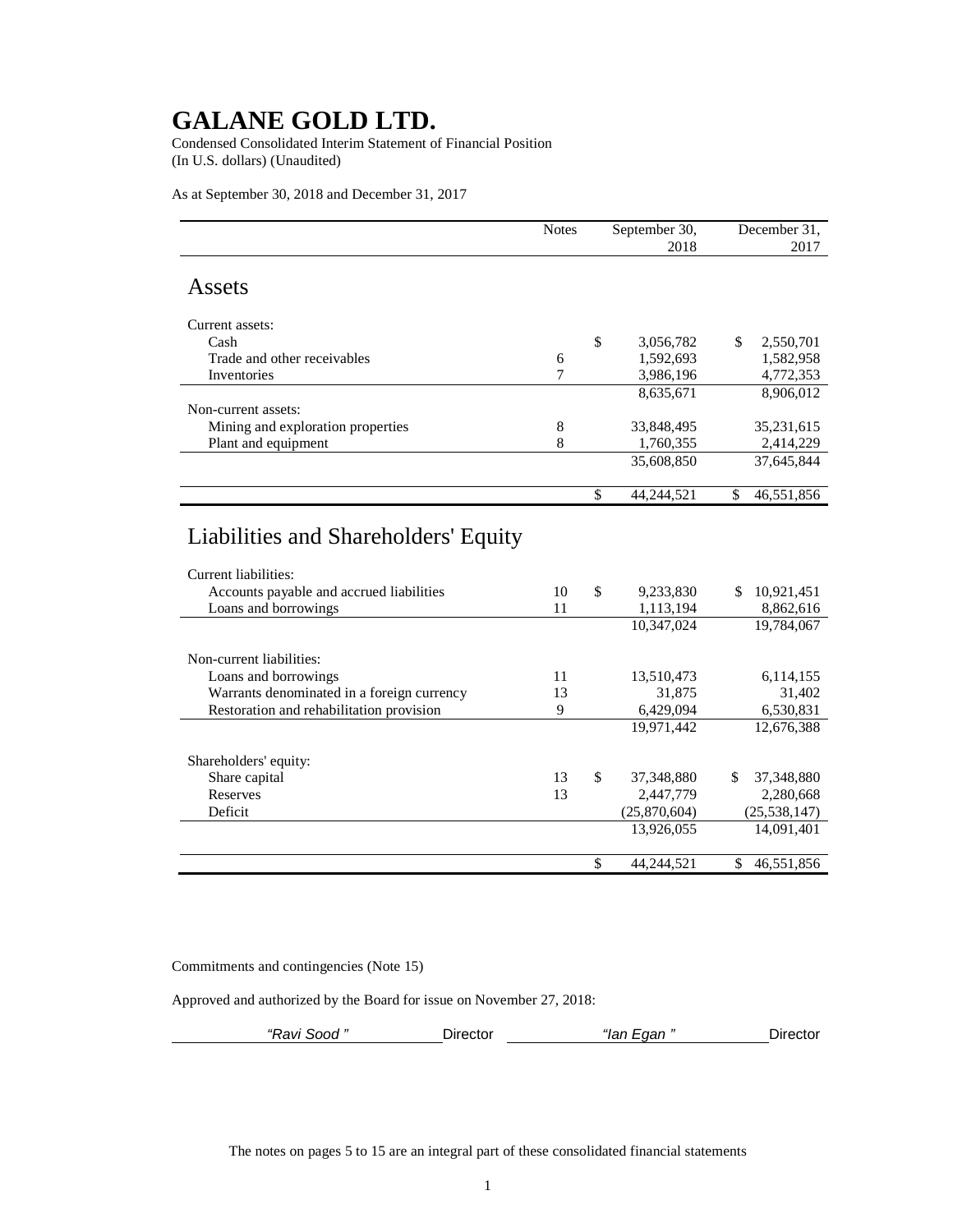# GALANE GOLD LTD.

Condensed Consolidated Interim Statement of Financial Position
(In U.S. dollars) (Unaudited)

As at September 30, 2018 and December 31, 2017

| | Notes | September 30, 2018 | December 31, 2017 |
|---|---|---|---|
| **Assets** | | | |
| Current assets: | | | |
| Cash | | $ 3,056,782 | $ 2,550,701 |
| Trade and other receivables | 6 | 1,592,693 | 1,582,958 |
| Inventories | 7 | 3,986,196 | 4,772,353 |
| | | 8,635,671 | 8,906,012 |
| Non-current assets: | | | |
| Mining and exploration properties | 8 | 33,848,495 | 35,231,615 |
| Plant and equipment | 8 | 1,760,355 | 2,414,229 |
| | | 35,608,850 | 37,645,844 |
| | | $ 44,244,521 | $ 46,551,856 |
| **Liabilities and Shareholders' Equity** | | | |
| Current liabilities: | | | |
| Accounts payable and accrued liabilities | 10 | $ 9,233,830 | $ 10,921,451 |
| Loans and borrowings | 11 | 1,113,194 | 8,862,616 |
| | | 10,347,024 | 19,784,067 |
| Non-current liabilities: | | | |
| Loans and borrowings | 11 | 13,510,473 | 6,114,155 |
| Warrants denominated in a foreign currency | 13 | 31,875 | 31,402 |
| Restoration and rehabilitation provision | 9 | 6,429,094 | 6,530,831 |
| | | 19,971,442 | 12,676,388 |
| Shareholders' equity: | | | |
| Share capital | 13 | $ 37,348,880 | $ 37,348,880 |
| Reserves | 13 | 2,447,779 | 2,280,668 |
| Deficit | | (25,870,604) | (25,538,147) |
| | | 13,926,055 | 14,091,401 |
| | | $ 44,244,521 | $ 46,551,856 |

Commitments and contingencies (Note 15)

Approved and authorized by the Board for issue on November 27, 2018:

*"Ravi Sood"* Director *"Ian Egan"* Director

The notes on pages 5 to 15 are an integral part of these consolidated financial statements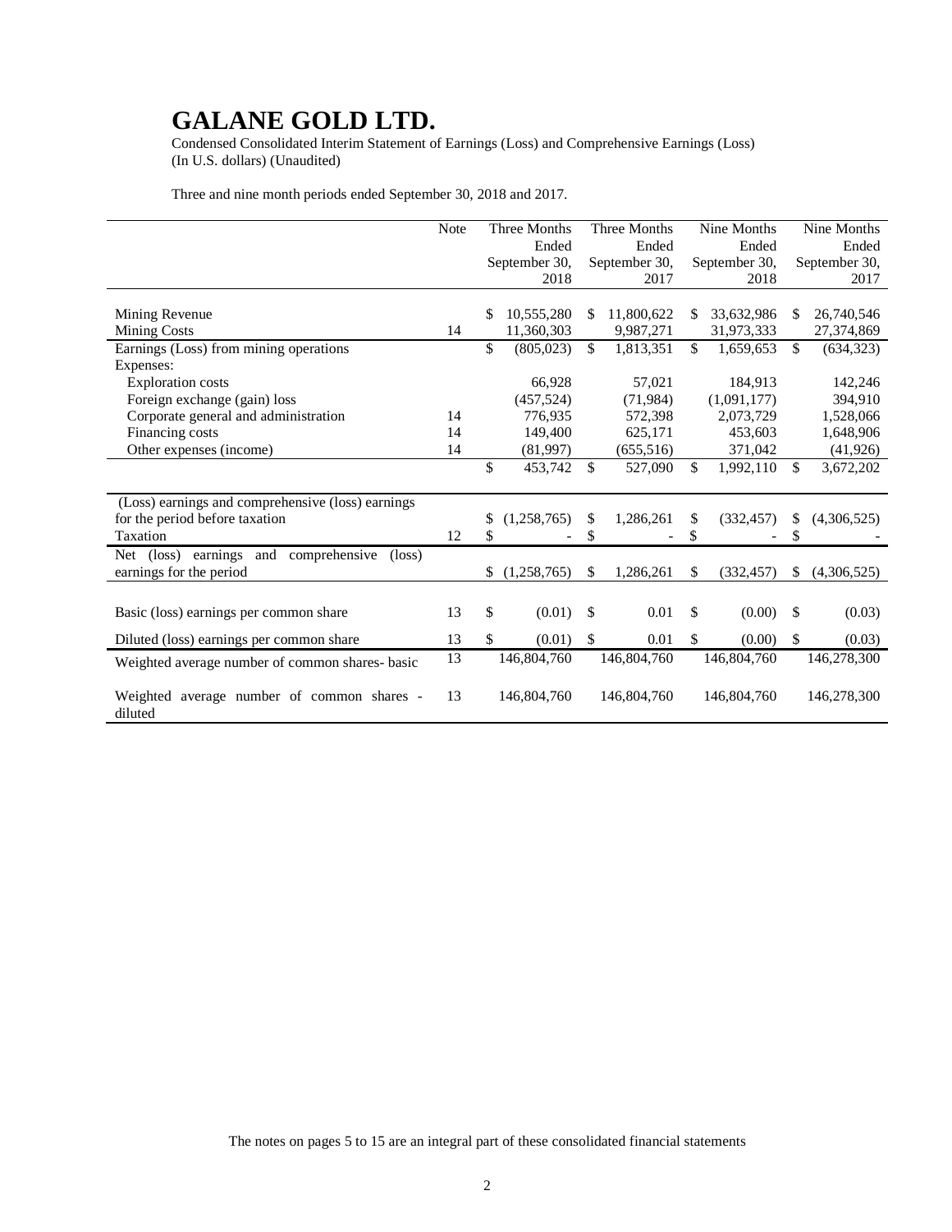# GALANE GOLD LTD.

Condensed Consolidated Interim Statement of Earnings (Loss) and Comprehensive Earnings (Loss)
(In U.S. dollars) (Unaudited)

Three and nine month periods ended September 30, 2018 and 2017.

| | Note | Three Months Ended September 30, 2018 | Three Months Ended September 30, 2017 | Nine Months Ended September 30, 2018 | Nine Months Ended September 30, 2017 |
|---|---|---|---|---|---|
| Mining Revenue | | $ 10,555,280 | $ 11,800,622 | $ 33,632,986 | $ 26,740,546 |
| Mining Costs | 14 | 11,360,303 | 9,987,271 | 31,973,333 | 27,374,869 |
| Earnings (Loss) from mining operations | | $ (805,023) | $ 1,813,351 | $ 1,659,653 | $ (634,323) |
| Expenses: | | | | | |
| Exploration costs | | 66,928 | 57,021 | 184,913 | 142,246 |
| Foreign exchange (gain) loss | | (457,524) | (71,984) | (1,091,177) | 394,910 |
| Corporate general and administration | 14 | 776,935 | 572,398 | 2,073,729 | 1,528,066 |
| Financing costs | 14 | 149,400 | 625,171 | 453,603 | 1,648,906 |
| Other expenses (income) | 14 | (81,997) | (655,516) | 371,042 | (41,926) |
| | | $ 453,742 | $ 527,090 | $ 1,992,110 | $ 3,672,202 |
| (Loss) earnings and comprehensive (loss) earnings for the period before taxation | | $ (1,258,765) | $ 1,286,261 | $ (332,457) | $ (4,306,525) |
| Taxation | 12 | $ - | $ - | $ - | $ - |
| Net (loss) earnings and comprehensive (loss) earnings for the period | | $ (1,258,765) | $ 1,286,261 | $ (332,457) | $ (4,306,525) |
| Basic (loss) earnings per common share | 13 | $ (0.01) | $ 0.01 | $ (0.00) | $ (0.03) |
| Diluted (loss) earnings per common share | 13 | $ (0.01) | $ 0.01 | $ (0.00) | $ (0.03) |
| Weighted average number of common shares- basic | 13 | 146,804,760 | 146,804,760 | 146,804,760 | 146,278,300 |
| Weighted average number of common shares - diluted | 13 | 146,804,760 | 146,804,760 | 146,804,760 | 146,278,300 |

The notes on pages 5 to 15 are an integral part of these consolidated financial statements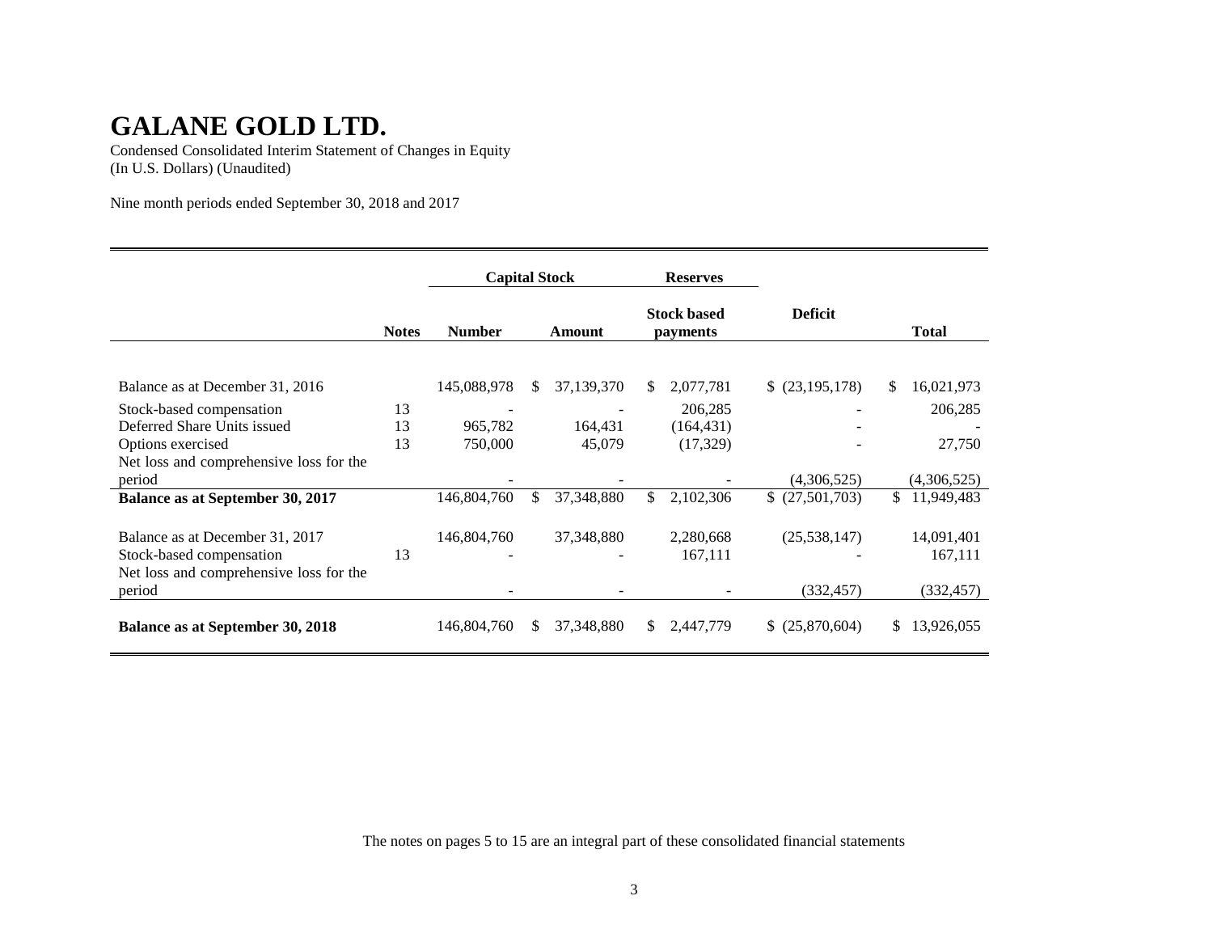# GALANE GOLD LTD.

Condensed Consolidated Interim Statement of Changes in Equity
(In U.S. Dollars) (Unaudited)

Nine month periods ended September 30, 2018 and 2017

| | | Capital Stock | | Reserves | | |
|---|---|---|---|---|---|---|
| | **Notes** | **Number** | **Amount** | **Stock based payments** | **Deficit** | **Total** |
| Balance as at December 31, 2016 | | 145,088,978 | $ 37,139,370 | $ 2,077,781 | $ (23,195,178) | $ 16,021,973 |
| Stock-based compensation | 13 | - | - | 206,285 | - | 206,285 |
| Deferred Share Units issued | 13 | 965,782 | 164,431 | (164,431) | - | - |
| Options exercised | 13 | 750,000 | 45,079 | (17,329) | - | 27,750 |
| Net loss and comprehensive loss for the period | | - | - | - | (4,306,525) | (4,306,525) |
| **Balance as at September 30, 2017** | | 146,804,760 | $ 37,348,880 | $ 2,102,306 | $ (27,501,703) | $ 11,949,483 |
| Balance as at December 31, 2017 | | 146,804,760 | 37,348,880 | 2,280,668 | (25,538,147) | 14,091,401 |
| Stock-based compensation | 13 | - | - | 167,111 | - | 167,111 |
| Net loss and comprehensive loss for the period | | - | - | - | (332,457) | (332,457) |
| **Balance as at September 30, 2018** | | 146,804,760 | $ 37,348,880 | $ 2,447,779 | $ (25,870,604) | $ 13,926,055 |

The notes on pages 5 to 15 are an integral part of these consolidated financial statements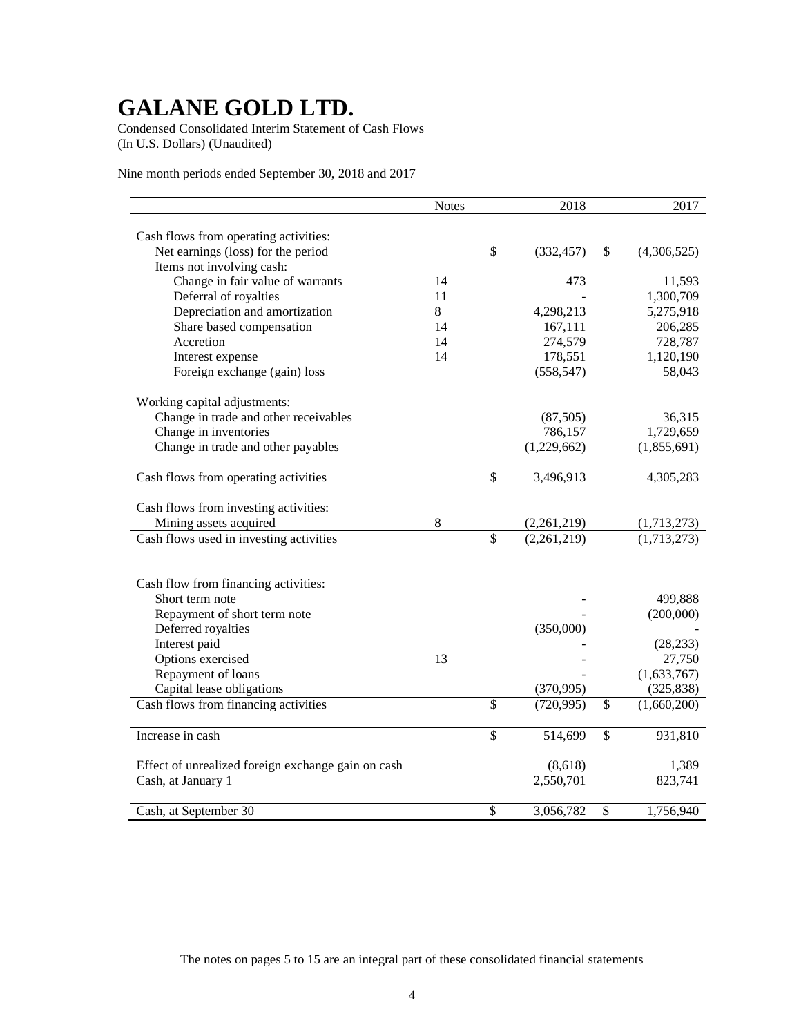# GALANE GOLD LTD.

Condensed Consolidated Interim Statement of Cash Flows
(In U.S. Dollars) (Unaudited)

Nine month periods ended September 30, 2018 and 2017

| | Notes | 2018 | 2017 |
|---|---|---|---|
| Cash flows from operating activities: | | | |
| Net earnings (loss) for the period | | $ (332,457) | $ (4,306,525) |
| Items not involving cash: | | | |
| Change in fair value of warrants | 14 | 473 | 11,593 |
| Deferral of royalties | 11 | - | 1,300,709 |
| Depreciation and amortization | 8 | 4,298,213 | 5,275,918 |
| Share based compensation | 14 | 167,111 | 206,285 |
| Accretion | 14 | 274,579 | 728,787 |
| Interest expense | 14 | 178,551 | 1,120,190 |
| Foreign exchange (gain) loss | | (558,547) | 58,043 |
| Working capital adjustments: | | | |
| Change in trade and other receivables | | (87,505) | 36,315 |
| Change in inventories | | 786,157 | 1,729,659 |
| Change in trade and other payables | | (1,229,662) | (1,855,691) |
| Cash flows from operating activities | | $ 3,496,913 | 4,305,283 |
| Cash flows from investing activities: | | | |
| Mining assets acquired | 8 | (2,261,219) | (1,713,273) |
| Cash flows used in investing activities | | $ (2,261,219) | (1,713,273) |
| Cash flow from financing activities: | | | |
| Short term note | | - | 499,888 |
| Repayment of short term note | | - | (200,000) |
| Deferred royalties | | (350,000) | - |
| Interest paid | | - | (28,233) |
| Options exercised | 13 | - | 27,750 |
| Repayment of loans | | - | (1,633,767) |
| Capital lease obligations | | (370,995) | (325,838) |
| Cash flows from financing activities | | $ (720,995) | $ (1,660,200) |
| Increase in cash | | $ 514,699 | $ 931,810 |
| Effect of unrealized foreign exchange gain on cash | | (8,618) | 1,389 |
| Cash, at January 1 | | 2,550,701 | 823,741 |
| Cash, at September 30 | | $ 3,056,782 | $ 1,756,940 |

The notes on pages 5 to 15 are an integral part of these consolidated financial statements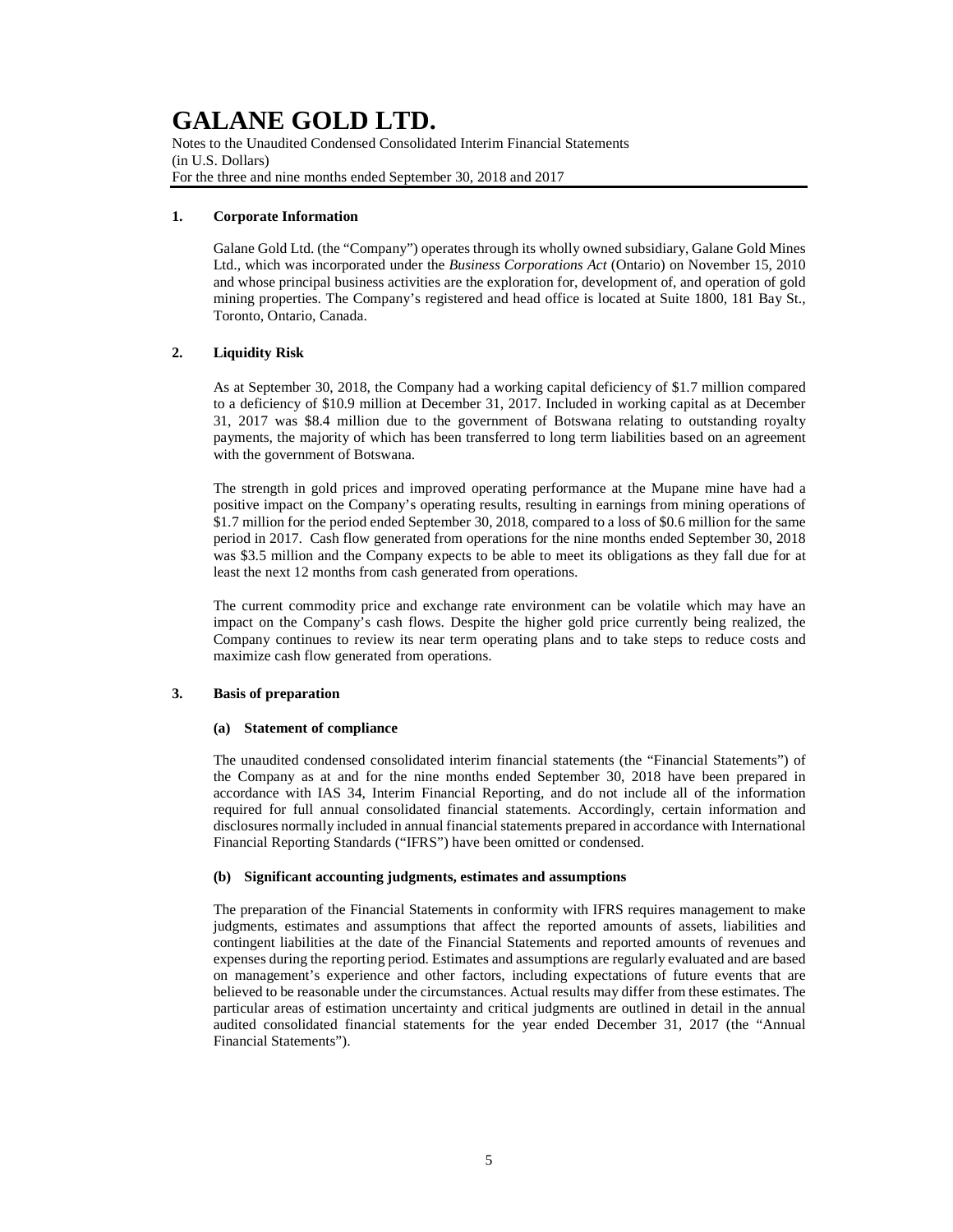# GALANE GOLD LTD.

Notes to the Unaudited Condensed Consolidated Interim Financial Statements
(in U.S. Dollars)
For the three and nine months ended September 30, 2018 and 2017

## 1. Corporate Information

Galane Gold Ltd. (the "Company") operates through its wholly owned subsidiary, Galane Gold Mines Ltd., which was incorporated under the *Business Corporations Act* (Ontario) on November 15, 2010 and whose principal business activities are the exploration for, development of, and operation of gold mining properties. The Company's registered and head office is located at Suite 1800, 181 Bay St., Toronto, Ontario, Canada.

## 2. Liquidity Risk

As at September 30, 2018, the Company had a working capital deficiency of $1.7 million compared to a deficiency of $10.9 million at December 31, 2017. Included in working capital as at December 31, 2017 was $8.4 million due to the government of Botswana relating to outstanding royalty payments, the majority of which has been transferred to long term liabilities based on an agreement with the government of Botswana.

The strength in gold prices and improved operating performance at the Mupane mine have had a positive impact on the Company's operating results, resulting in earnings from mining operations of $1.7 million for the period ended September 30, 2018, compared to a loss of $0.6 million for the same period in 2017. Cash flow generated from operations for the nine months ended September 30, 2018 was $3.5 million and the Company expects to be able to meet its obligations as they fall due for at least the next 12 months from cash generated from operations.

The current commodity price and exchange rate environment can be volatile which may have an impact on the Company's cash flows. Despite the higher gold price currently being realized, the Company continues to review its near term operating plans and to take steps to reduce costs and maximize cash flow generated from operations.

## 3. Basis of preparation

### (a) Statement of compliance

The unaudited condensed consolidated interim financial statements (the "Financial Statements") of the Company as at and for the nine months ended September 30, 2018 have been prepared in accordance with IAS 34, Interim Financial Reporting, and do not include all of the information required for full annual consolidated financial statements. Accordingly, certain information and disclosures normally included in annual financial statements prepared in accordance with International Financial Reporting Standards ("IFRS") have been omitted or condensed.

### (b) Significant accounting judgments, estimates and assumptions

The preparation of the Financial Statements in conformity with IFRS requires management to make judgments, estimates and assumptions that affect the reported amounts of assets, liabilities and contingent liabilities at the date of the Financial Statements and reported amounts of revenues and expenses during the reporting period. Estimates and assumptions are regularly evaluated and are based on management's experience and other factors, including expectations of future events that are believed to be reasonable under the circumstances. Actual results may differ from these estimates. The particular areas of estimation uncertainty and critical judgments are outlined in detail in the annual audited consolidated financial statements for the year ended December 31, 2017 (the "Annual Financial Statements").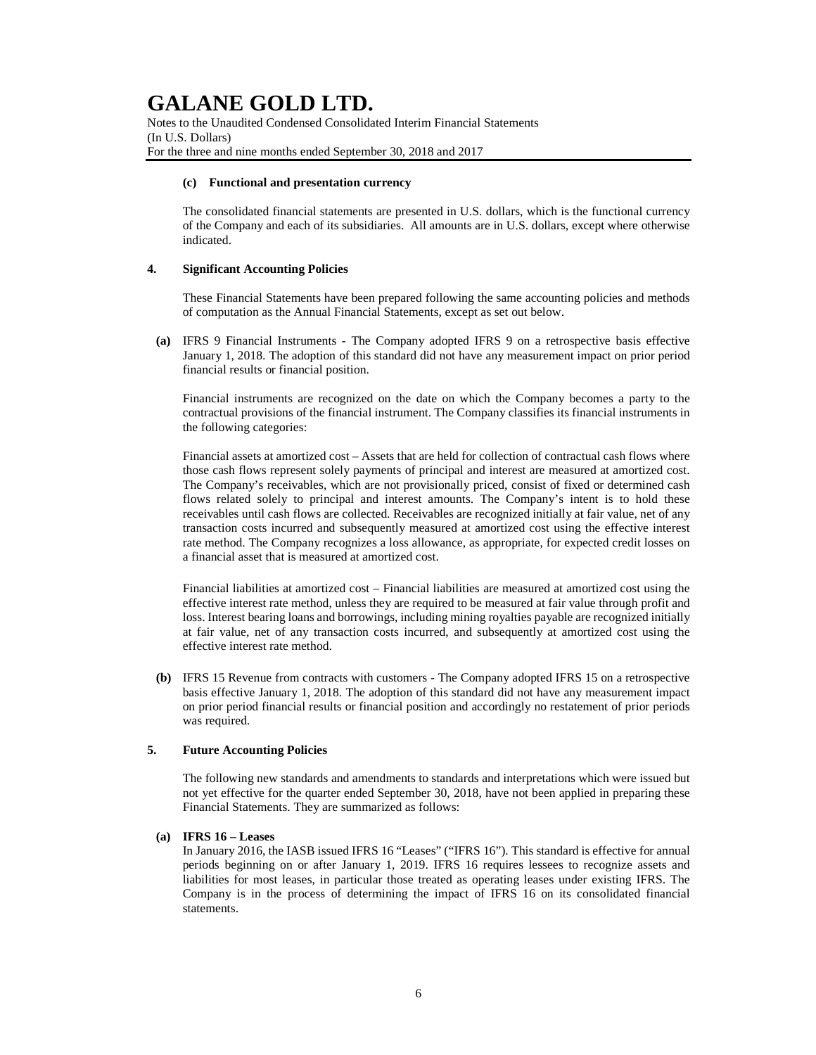#### (c) Functional and presentation currency

The consolidated financial statements are presented in U.S. dollars, which is the functional currency of the Company and each of its subsidiaries. All amounts are in U.S. dollars, except where otherwise indicated.

## 4. Significant Accounting Policies

These Financial Statements have been prepared following the same accounting policies and methods of computation as the Annual Financial Statements, except as set out below.

**(a)** IFRS 9 Financial Instruments - The Company adopted IFRS 9 on a retrospective basis effective January 1, 2018. The adoption of this standard did not have any measurement impact on prior period financial results or financial position.

Financial instruments are recognized on the date on which the Company becomes a party to the contractual provisions of the financial instrument. The Company classifies its financial instruments in the following categories:

Financial assets at amortized cost – Assets that are held for collection of contractual cash flows where those cash flows represent solely payments of principal and interest are measured at amortized cost. The Company's receivables, which are not provisionally priced, consist of fixed or determined cash flows related solely to principal and interest amounts. The Company's intent is to hold these receivables until cash flows are collected. Receivables are recognized initially at fair value, net of any transaction costs incurred and subsequently measured at amortized cost using the effective interest rate method. The Company recognizes a loss allowance, as appropriate, for expected credit losses on a financial asset that is measured at amortized cost.

Financial liabilities at amortized cost – Financial liabilities are measured at amortized cost using the effective interest rate method, unless they are required to be measured at fair value through profit and loss. Interest bearing loans and borrowings, including mining royalties payable are recognized initially at fair value, net of any transaction costs incurred, and subsequently at amortized cost using the effective interest rate method.

**(b)** IFRS 15 Revenue from contracts with customers - The Company adopted IFRS 15 on a retrospective basis effective January 1, 2018. The adoption of this standard did not have any measurement impact on prior period financial results or financial position and accordingly no restatement of prior periods was required.

## 5. Future Accounting Policies

The following new standards and amendments to standards and interpretations which were issued but not yet effective for the quarter ended September 30, 2018, have not been applied in preparing these Financial Statements. They are summarized as follows:

#### (a) IFRS 16 – Leases

In January 2016, the IASB issued IFRS 16 "Leases" ("IFRS 16"). This standard is effective for annual periods beginning on or after January 1, 2019. IFRS 16 requires lessees to recognize assets and liabilities for most leases, in particular those treated as operating leases under existing IFRS. The Company is in the process of determining the impact of IFRS 16 on its consolidated financial statements.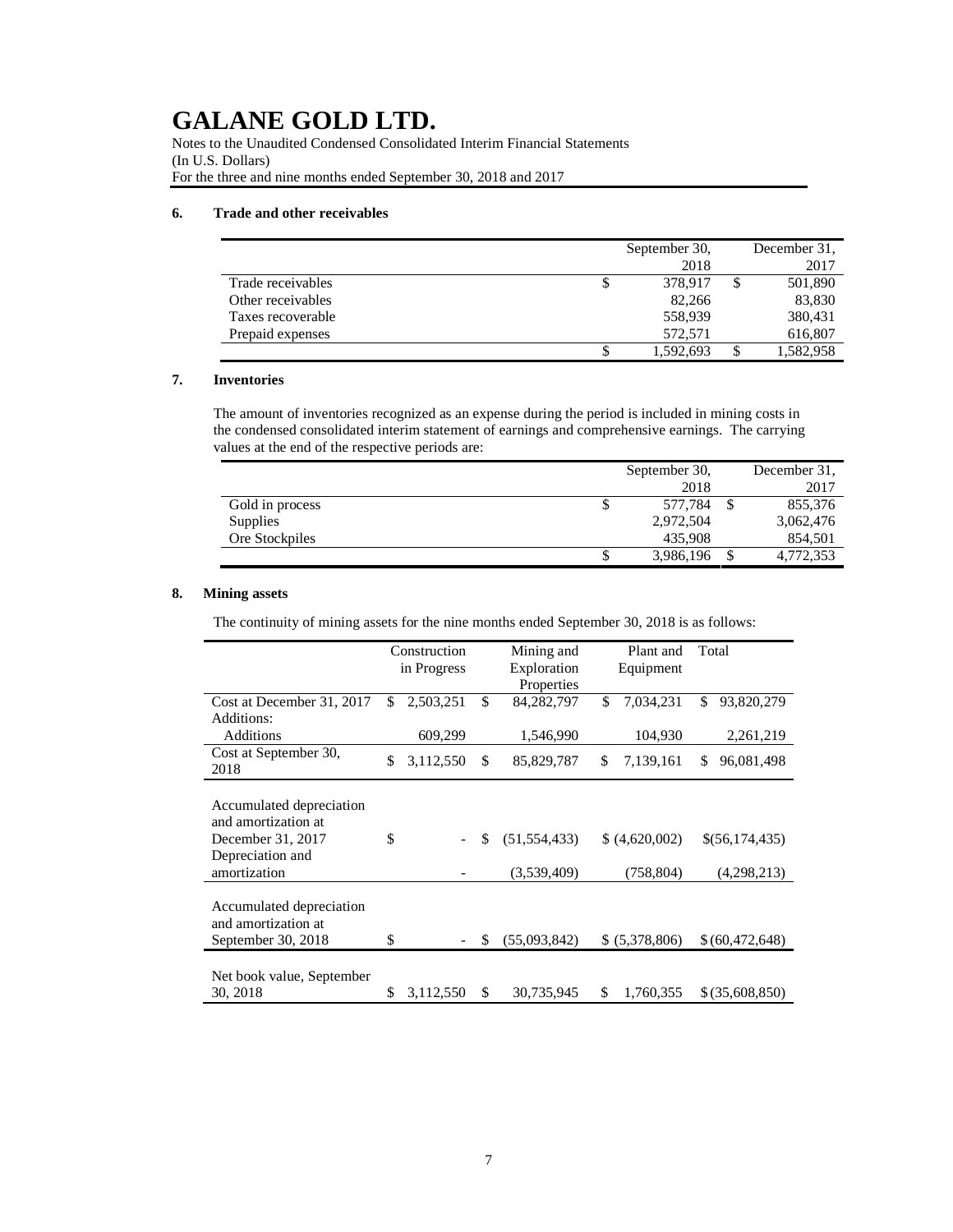# GALANE GOLD LTD.

Notes to the Unaudited Condensed Consolidated Interim Financial Statements
(In U.S. Dollars)
For the three and nine months ended September 30, 2018 and 2017

### 6. Trade and other receivables

| | September 30, 2018 | December 31, 2017 |
|---|---|---|
| Trade receivables | $ 378,917 | $ 501,890 |
| Other receivables | 82,266 | 83,830 |
| Taxes recoverable | 558,939 | 380,431 |
| Prepaid expenses | 572,571 | 616,807 |
| | $ 1,592,693 | $ 1,582,958 |

### 7. Inventories

The amount of inventories recognized as an expense during the period is included in mining costs in the condensed consolidated interim statement of earnings and comprehensive earnings. The carrying values at the end of the respective periods are:

| | September 30, 2018 | December 31, 2017 |
|---|---|---|
| Gold in process | $ 577,784 | $ 855,376 |
| Supplies | 2,972,504 | 3,062,476 |
| Ore Stockpiles | 435,908 | 854,501 |
| | $ 3,986,196 | $ 4,772,353 |

### 8. Mining assets

The continuity of mining assets for the nine months ended September 30, 2018 is as follows:

| | Construction in Progress | Mining and Exploration Properties | Plant and Equipment | Total |
|---|---|---|---|---|
| Cost at December 31, 2017 | $ 2,503,251 | $ 84,282,797 | $ 7,034,231 | $ 93,820,279 |
| Additions: | | | | |
| Additions | 609,299 | 1,546,990 | 104,930 | 2,261,219 |
| Cost at September 30, 2018 | $ 3,112,550 | $ 85,829,787 | $ 7,139,161 | $ 96,081,498 |
| | | | | |
| Accumulated depreciation and amortization at December 31, 2017 | $ - | $ (51,554,433) | $ (4,620,002) | $(56,174,435) |
| Depreciation and amortization | - | (3,539,409) | (758,804) | (4,298,213) |
| | | | | |
| Accumulated depreciation and amortization at September 30, 2018 | $ - | $ (55,093,842) | $ (5,378,806) | $ (60,472,648) |
| | | | | |
| Net book value, September 30, 2018 | $ 3,112,550 | $ 30,735,945 | $ 1,760,355 | $ (35,608,850) |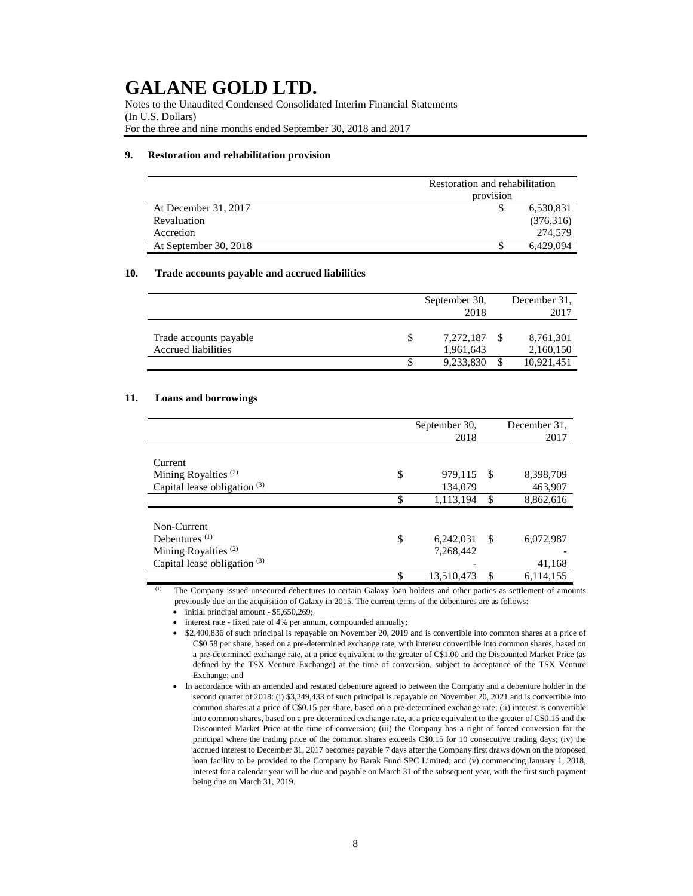# GALANE GOLD LTD.

Notes to the Unaudited Condensed Consolidated Interim Financial Statements
(In U.S. Dollars)
For the three and nine months ended September 30, 2018 and 2017

## 9. Restoration and rehabilitation provision

| | Restoration and rehabilitation provision |
|---|---|
| At December 31, 2017 | $ 6,530,831 |
| Revaluation | (376,316) |
| Accretion | 274,579 |
| At September 30, 2018 | $ 6,429,094 |

## 10. Trade accounts payable and accrued liabilities

| | September 30, 2018 | December 31, 2017 |
|---|---|---|
| Trade accounts payable | $ 7,272,187 | $ 8,761,301 |
| Accrued liabilities | 1,961,643 | 2,160,150 |
| | $ 9,233,830 | $ 10,921,451 |

## 11. Loans and borrowings

| | September 30, 2018 | December 31, 2017 |
|---|---|---|
| Current | | |
| Mining Royalties [(2)] | $ 979,115 | $ 8,398,709 |
| Capital lease obligation [(3)] | 134,079 | 463,907 |
| | $ 1,113,194 | $ 8,862,616 |
| Non-Current | | |
| Debentures [(1)] | $ 6,242,031 | $ 6,072,987 |
| Mining Royalties [(2)] | 7,268,442 | - |
| Capital lease obligation [(3)] | - | 41,168 |
| | $ 13,510,473 | $ 6,114,155 |

(1) The Company issued unsecured debentures to certain Galaxy loan holders and other parties as settlement of amounts previously due on the acquisition of Galaxy in 2015. The current terms of the debentures are as follows:

- initial principal amount - $5,650,269;
- interest rate - fixed rate of 4% per annum, compounded annually;
- $2,400,836 of such principal is repayable on November 20, 2019 and is convertible into common shares at a price of C$0.58 per share, based on a pre-determined exchange rate, with interest convertible into common shares, based on a pre-determined exchange rate, at a price equivalent to the greater of C$1.00 and the Discounted Market Price (as defined by the TSX Venture Exchange) at the time of conversion, subject to acceptance of the TSX Venture Exchange; and
- In accordance with an amended and restated debenture agreed to between the Company and a debenture holder in the second quarter of 2018: (i) $3,249,433 of such principal is repayable on November 20, 2021 and is convertible into common shares at a price of C$0.15 per share, based on a pre-determined exchange rate; (ii) interest is convertible into common shares, based on a pre-determined exchange rate, at a price equivalent to the greater of C$0.15 and the Discounted Market Price at the time of conversion; (iii) the Company has a right of forced conversion for the principal where the trading price of the common shares exceeds C$0.15 for 10 consecutive trading days; (iv) the accrued interest to December 31, 2017 becomes payable 7 days after the Company first draws down on the proposed loan facility to be provided to the Company by Barak Fund SPC Limited; and (v) commencing January 1, 2018, interest for a calendar year will be due and payable on March 31 of the subsequent year, with the first such payment being due on March 31, 2019.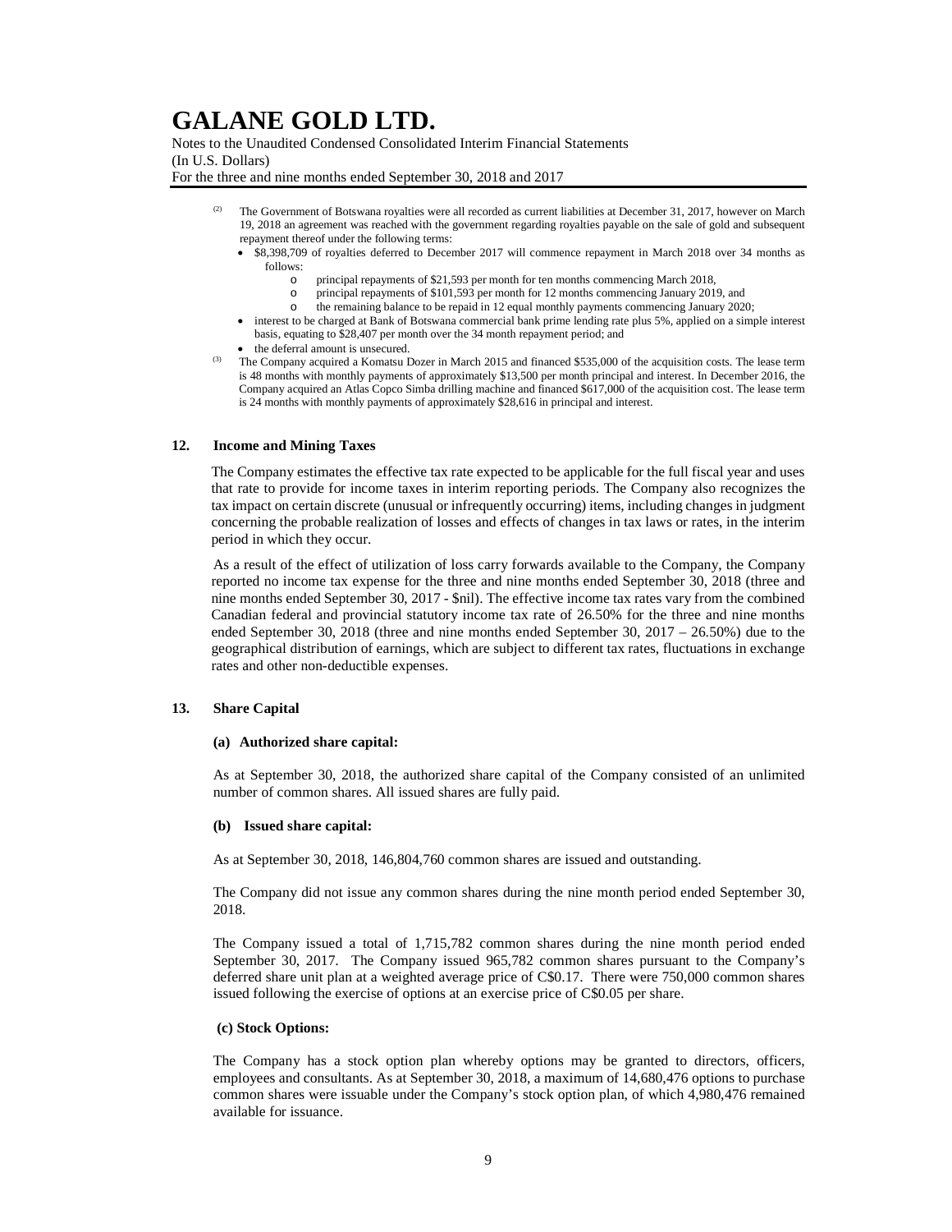(2) The Government of Botswana royalties were all recorded as current liabilities at December 31, 2017, however on March 19, 2018 an agreement was reached with the government regarding royalties payable on the sale of gold and subsequent repayment thereof under the following terms:

- \$8,398,709 of royalties deferred to December 2017 will commence repayment in March 2018 over 34 months as follows:
  - principal repayments of \$21,593 per month for ten months commencing March 2018,
  - principal repayments of \$101,593 per month for 12 months commencing January 2019, and
  - the remaining balance to be repaid in 12 equal monthly payments commencing January 2020;
- interest to be charged at Bank of Botswana commercial bank prime lending rate plus 5%, applied on a simple interest basis, equating to \$28,407 per month over the 34 month repayment period; and
- the deferral amount is unsecured.

(3) The Company acquired a Komatsu Dozer in March 2015 and financed \$535,000 of the acquisition costs. The lease term is 48 months with monthly payments of approximately \$13,500 per month principal and interest. In December 2016, the Company acquired an Atlas Copco Simba drilling machine and financed \$617,000 of the acquisition cost. The lease term is 24 months with monthly payments of approximately \$28,616 in principal and interest.

## 12. Income and Mining Taxes

The Company estimates the effective tax rate expected to be applicable for the full fiscal year and uses that rate to provide for income taxes in interim reporting periods. The Company also recognizes the tax impact on certain discrete (unusual or infrequently occurring) items, including changes in judgment concerning the probable realization of losses and effects of changes in tax laws or rates, in the interim period in which they occur.

As a result of the effect of utilization of loss carry forwards available to the Company, the Company reported no income tax expense for the three and nine months ended September 30, 2018 (three and nine months ended September 30, 2017 - \$nil). The effective income tax rates vary from the combined Canadian federal and provincial statutory income tax rate of 26.50% for the three and nine months ended September 30, 2018 (three and nine months ended September 30, 2017 – 26.50%) due to the geographical distribution of earnings, which are subject to different tax rates, fluctuations in exchange rates and other non-deductible expenses.

## 13. Share Capital

### (a) Authorized share capital:

As at September 30, 2018, the authorized share capital of the Company consisted of an unlimited number of common shares. All issued shares are fully paid.

### (b) Issued share capital:

As at September 30, 2018, 146,804,760 common shares are issued and outstanding.

The Company did not issue any common shares during the nine month period ended September 30, 2018.

The Company issued a total of 1,715,782 common shares during the nine month period ended September 30, 2017. The Company issued 965,782 common shares pursuant to the Company's deferred share unit plan at a weighted average price of C\$0.17. There were 750,000 common shares issued following the exercise of options at an exercise price of C\$0.05 per share.

### (c) Stock Options:

The Company has a stock option plan whereby options may be granted to directors, officers, employees and consultants. As at September 30, 2018, a maximum of 14,680,476 options to purchase common shares were issuable under the Company's stock option plan, of which 4,980,476 remained available for issuance.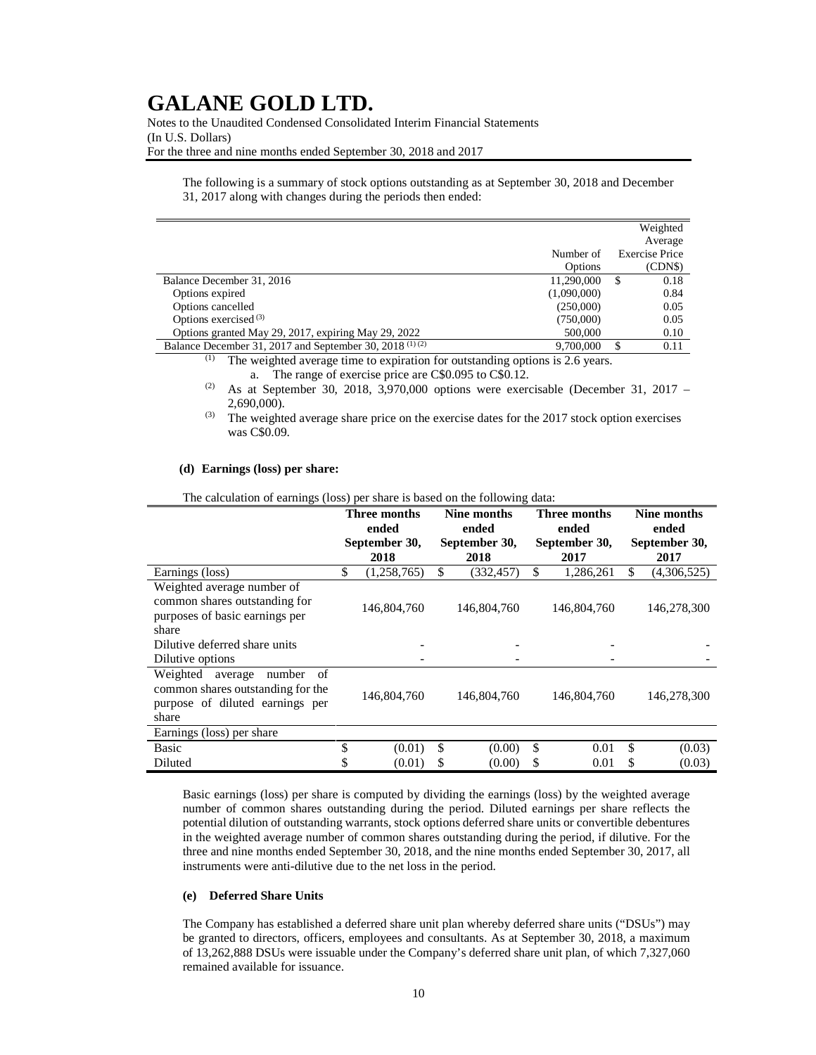The following is a summary of stock options outstanding as at September 30, 2018 and December 31, 2017 along with changes during the periods then ended:

| | Number of Options | Weighted Average Exercise Price (CDN$) |
|---|---|---|
| Balance December 31, 2016 | 11,290,000 | $ 0.18 |
| Options expired | (1,090,000) | 0.84 |
| Options cancelled | (250,000) | 0.05 |
| Options exercised [3] | (750,000) | 0.05 |
| Options granted May 29, 2017, expiring May 29, 2022 | 500,000 | 0.10 |
| Balance December 31, 2017 and September 30, 2018 [1] [2] | 9,700,000 | $ 0.11 |

[1] The weighted average time to expiration for outstanding options is 2.6 years.
   a. The range of exercise price are C$0.095 to C$0.12.

[2] As at September 30, 2018, 3,970,000 options were exercisable (December 31, 2017 – 2,690,000).

[3] The weighted average share price on the exercise dates for the 2017 stock option exercises was C$0.09.

**(d) Earnings (loss) per share:**

The calculation of earnings (loss) per share is based on the following data:

| | Three months ended September 30, 2018 | Nine months ended September 30, 2018 | Three months ended September 30, 2017 | Nine months ended September 30, 2017 |
|---|---|---|---|---|
| Earnings (loss) | $ (1,258,765) | $ (332,457) | $ 1,286,261 | $ (4,306,525) |
| Weighted average number of common shares outstanding for purposes of basic earnings per share | 146,804,760 | 146,804,760 | 146,804,760 | 146,278,300 |
| Dilutive deferred share units | - | - | - | - |
| Dilutive options | - | - | - | - |
| Weighted average number of common shares outstanding for the purpose of diluted earnings per share | 146,804,760 | 146,804,760 | 146,804,760 | 146,278,300 |
| Earnings (loss) per share | | | | |
| Basic | $ (0.01) | $ (0.00) | $ 0.01 | $ (0.03) |
| Diluted | $ (0.01) | $ (0.00) | $ 0.01 | $ (0.03) |

Basic earnings (loss) per share is computed by dividing the earnings (loss) by the weighted average number of common shares outstanding during the period. Diluted earnings per share reflects the potential dilution of outstanding warrants, stock options deferred share units or convertible debentures in the weighted average number of common shares outstanding during the period, if dilutive. For the three and nine months ended September 30, 2018, and the nine months ended September 30, 2017, all instruments were anti-dilutive due to the net loss in the period.

**(e) Deferred Share Units**

The Company has established a deferred share unit plan whereby deferred share units ("DSUs") may be granted to directors, officers, employees and consultants. As at September 30, 2018, a maximum of 13,262,888 DSUs were issuable under the Company's deferred share unit plan, of which 7,327,060 remained available for issuance.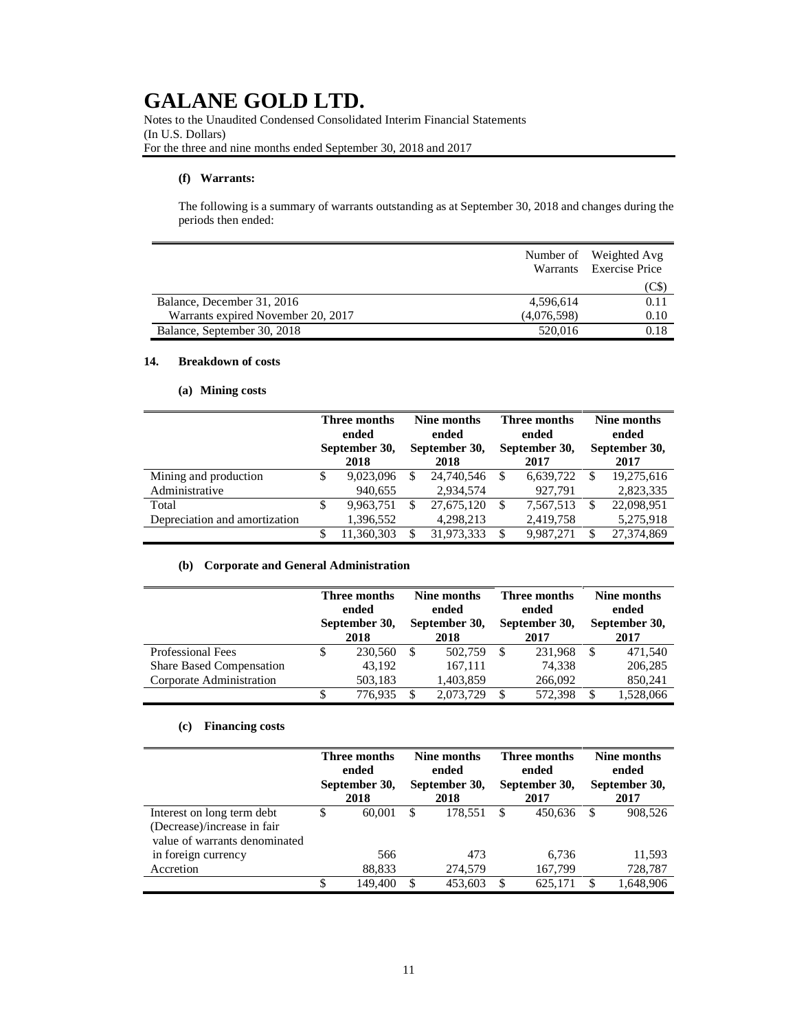#### (f) Warrants:

The following is a summary of warrants outstanding as at September 30, 2018 and changes during the periods then ended:

| | Number of Warrants | Weighted Avg Exercise Price |
|---|---|---|
| | | (C$) |
| Balance, December 31, 2016 | 4,596,614 | 0.11 |
| Warrants expired November 20, 2017 | (4,076,598) | 0.10 |
| Balance, September 30, 2018 | 520,016 | 0.18 |

### 14. Breakdown of costs

#### (a) Mining costs

| | Three months ended September 30, 2018 | Nine months ended September 30, 2018 | Three months ended September 30, 2017 | Nine months ended September 30, 2017 |
|---|---|---|---|---|
| Mining and production | $ 9,023,096 | $ 24,740,546 | $ 6,639,722 | $ 19,275,616 |
| Administrative | 940,655 | 2,934,574 | 927,791 | 2,823,335 |
| Total | $ 9,963,751 | $ 27,675,120 | $ 7,567,513 | $ 22,098,951 |
| Depreciation and amortization | 1,396,552 | 4,298,213 | 2,419,758 | 5,275,918 |
| | $ 11,360,303 | $ 31,973,333 | $ 9,987,271 | $ 27,374,869 |

#### (b) Corporate and General Administration

| | Three months ended September 30, 2018 | Nine months ended September 30, 2018 | Three months ended September 30, 2017 | Nine months ended September 30, 2017 |
|---|---|---|---|---|
| Professional Fees | $ 230,560 | $ 502,759 | $ 231,968 | $ 471,540 |
| Share Based Compensation | 43,192 | 167,111 | 74,338 | 206,285 |
| Corporate Administration | 503,183 | 1,403,859 | 266,092 | 850,241 |
| | $ 776,935 | $ 2,073,729 | $ 572,398 | $ 1,528,066 |

#### (c) Financing costs

| | Three months ended September 30, 2018 | Nine months ended September 30, 2018 | Three months ended September 30, 2017 | Nine months ended September 30, 2017 |
|---|---|---|---|---|
| Interest on long term debt | $ 60,001 | $ 178,551 | $ 450,636 | $ 908,526 |
| (Decrease)/increase in fair value of warrants denominated in foreign currency | 566 | 473 | 6,736 | 11,593 |
| Accretion | 88,833 | 274,579 | 167,799 | 728,787 |
| | $ 149,400 | $ 453,603 | $ 625,171 | $ 1,648,906 |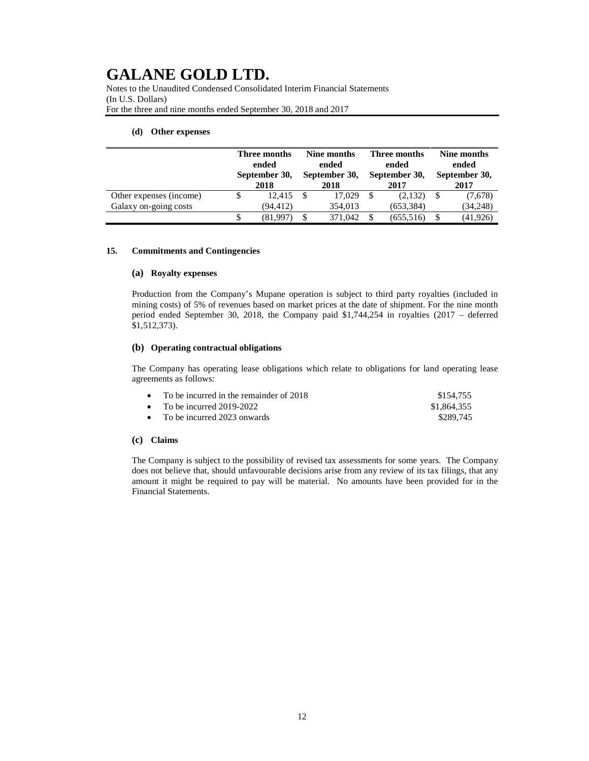#### (d) Other expenses

| | Three months ended September 30, 2018 | Nine months ended September 30, 2018 | Three months ended September 30, 2017 | Nine months ended September 30, 2017 |
|---|---|---|---|---|
| Other expenses (income) | $ 12,415 | $ 17,029 | $ (2,132) | $ (7,678) |
| Galaxy on-going costs | (94,412) | 354,013 | (653,384) | (34,248) |
| | $ (81,997) | $ 371,042 | $ (655,516) | $ (41,926) |

### 15. Commitments and Contingencies

#### (a) Royalty expenses

Production from the Company's Mupane operation is subject to third party royalties (included in mining costs) of 5% of revenues based on market prices at the date of shipment. For the nine month period ended September 30, 2018, the Company paid $1,744,254 in royalties (2017 – deferred $1,512,373).

#### (b) Operating contractual obligations

The Company has operating lease obligations which relate to obligations for land operating lease agreements as follows:

- To be incurred in the remainder of 2018 — $154,755
- To be incurred 2019-2022 — $1,864,355
- To be incurred 2023 onwards — $289,745

#### (c) Claims

The Company is subject to the possibility of revised tax assessments for some years. The Company does not believe that, should unfavourable decisions arise from any review of its tax filings, that any amount it might be required to pay will be material. No amounts have been provided for in the Financial Statements.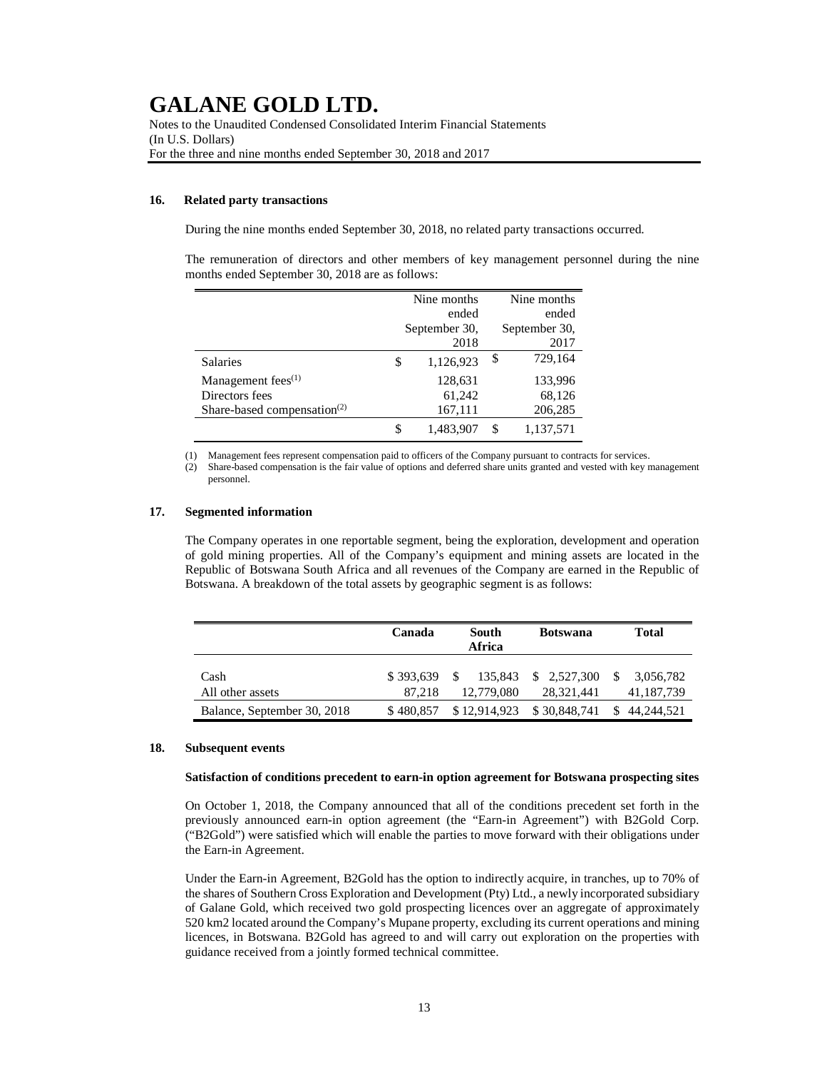## 16. Related party transactions

During the nine months ended September 30, 2018, no related party transactions occurred.

The remuneration of directors and other members of key management personnel during the nine months ended September 30, 2018 are as follows:

| | Nine months ended September 30, 2018 | Nine months ended September 30, 2017 |
|---|---|---|
| Salaries | $ 1,126,923 | $ 729,164 |
| Management fees[(1)] | 128,631 | 133,996 |
| Directors fees | 61,242 | 68,126 |
| Share-based compensation[(2)] | 167,111 | 206,285 |
| | $ 1,483,907 | $ 1,137,571 |

(1) Management fees represent compensation paid to officers of the Company pursuant to contracts for services.
(2) Share-based compensation is the fair value of options and deferred share units granted and vested with key management personnel.

## 17. Segmented information

The Company operates in one reportable segment, being the exploration, development and operation of gold mining properties. All of the Company's equipment and mining assets are located in the Republic of Botswana South Africa and all revenues of the Company are earned in the Republic of Botswana. A breakdown of the total assets by geographic segment is as follows:

| | Canada | South Africa | Botswana | Total |
|---|---|---|---|---|
| Cash | $ 393,639 | $ 135,843 | $ 2,527,300 | $ 3,056,782 |
| All other assets | 87,218 | 12,779,080 | 28,321,441 | 41,187,739 |
| Balance, September 30, 2018 | $ 480,857 | $ 12,914,923 | $ 30,848,741 | $ 44,244,521 |

## 18. Subsequent events

**Satisfaction of conditions precedent to earn-in option agreement for Botswana prospecting sites**

On October 1, 2018, the Company announced that all of the conditions precedent set forth in the previously announced earn-in option agreement (the "Earn-in Agreement") with B2Gold Corp. ("B2Gold") were satisfied which will enable the parties to move forward with their obligations under the Earn-in Agreement.

Under the Earn-in Agreement, B2Gold has the option to indirectly acquire, in tranches, up to 70% of the shares of Southern Cross Exploration and Development (Pty) Ltd., a newly incorporated subsidiary of Galane Gold, which received two gold prospecting licences over an aggregate of approximately 520 km2 located around the Company's Mupane property, excluding its current operations and mining licences, in Botswana. B2Gold has agreed to and will carry out exploration on the properties with guidance received from a jointly formed technical committee.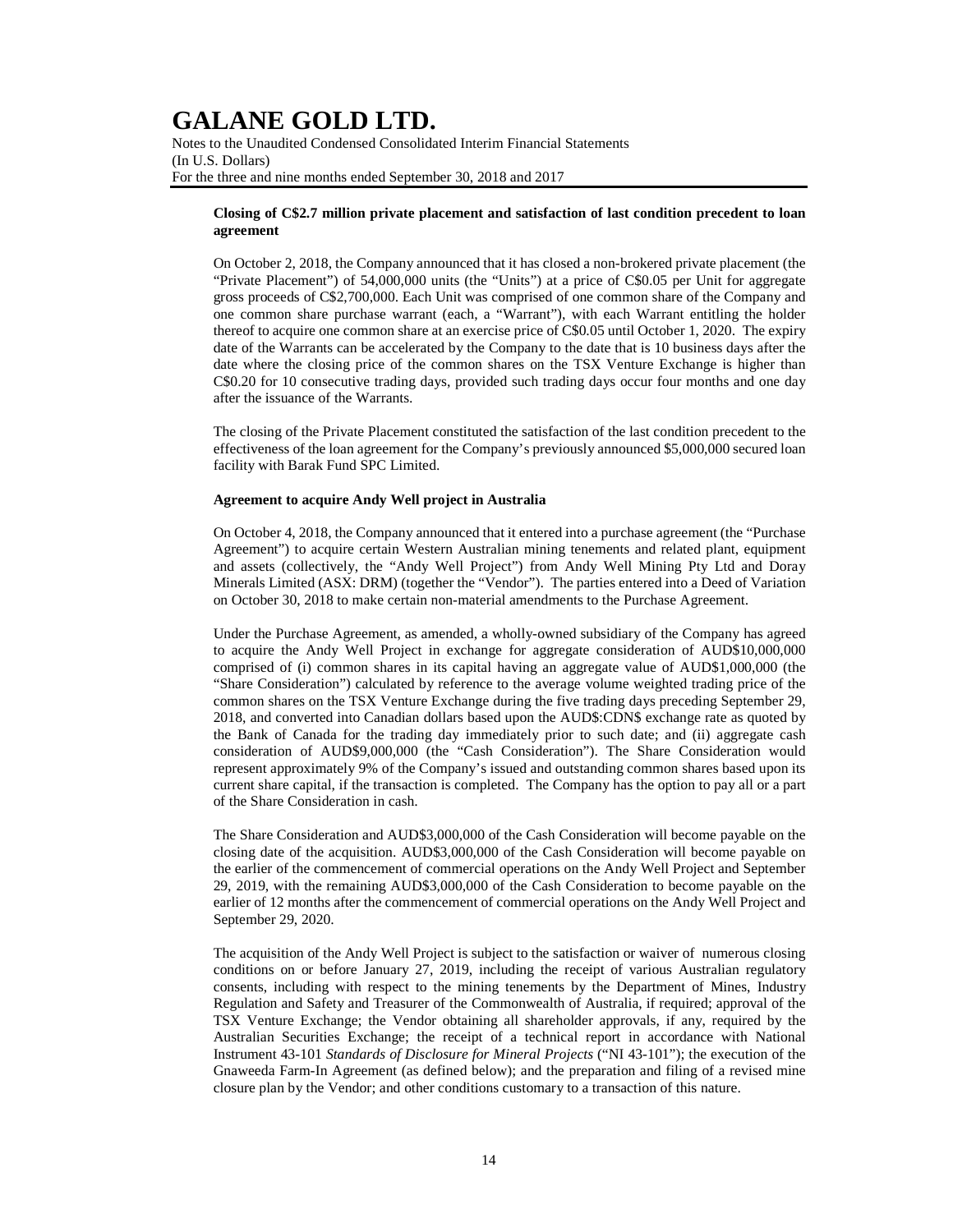**Closing of C$2.7 million private placement and satisfaction of last condition precedent to loan agreement**

On October 2, 2018, the Company announced that it has closed a non-brokered private placement (the "Private Placement") of 54,000,000 units (the "Units") at a price of C$0.05 per Unit for aggregate gross proceeds of C$2,700,000. Each Unit was comprised of one common share of the Company and one common share purchase warrant (each, a "Warrant"), with each Warrant entitling the holder thereof to acquire one common share at an exercise price of C$0.05 until October 1, 2020. The expiry date of the Warrants can be accelerated by the Company to the date that is 10 business days after the date where the closing price of the common shares on the TSX Venture Exchange is higher than C$0.20 for 10 consecutive trading days, provided such trading days occur four months and one day after the issuance of the Warrants.

The closing of the Private Placement constituted the satisfaction of the last condition precedent to the effectiveness of the loan agreement for the Company's previously announced $5,000,000 secured loan facility with Barak Fund SPC Limited.

**Agreement to acquire Andy Well project in Australia**

On October 4, 2018, the Company announced that it entered into a purchase agreement (the "Purchase Agreement") to acquire certain Western Australian mining tenements and related plant, equipment and assets (collectively, the "Andy Well Project") from Andy Well Mining Pty Ltd and Doray Minerals Limited (ASX: DRM) (together the "Vendor"). The parties entered into a Deed of Variation on October 30, 2018 to make certain non-material amendments to the Purchase Agreement.

Under the Purchase Agreement, as amended, a wholly-owned subsidiary of the Company has agreed to acquire the Andy Well Project in exchange for aggregate consideration of AUD$10,000,000 comprised of (i) common shares in its capital having an aggregate value of AUD$1,000,000 (the "Share Consideration") calculated by reference to the average volume weighted trading price of the common shares on the TSX Venture Exchange during the five trading days preceding September 29, 2018, and converted into Canadian dollars based upon the AUD$:CDN$ exchange rate as quoted by the Bank of Canada for the trading day immediately prior to such date; and (ii) aggregate cash consideration of AUD$9,000,000 (the "Cash Consideration"). The Share Consideration would represent approximately 9% of the Company's issued and outstanding common shares based upon its current share capital, if the transaction is completed. The Company has the option to pay all or a part of the Share Consideration in cash.

The Share Consideration and AUD$3,000,000 of the Cash Consideration will become payable on the closing date of the acquisition. AUD$3,000,000 of the Cash Consideration will become payable on the earlier of the commencement of commercial operations on the Andy Well Project and September 29, 2019, with the remaining AUD$3,000,000 of the Cash Consideration to become payable on the earlier of 12 months after the commencement of commercial operations on the Andy Well Project and September 29, 2020.

The acquisition of the Andy Well Project is subject to the satisfaction or waiver of numerous closing conditions on or before January 27, 2019, including the receipt of various Australian regulatory consents, including with respect to the mining tenements by the Department of Mines, Industry Regulation and Safety and Treasurer of the Commonwealth of Australia, if required; approval of the TSX Venture Exchange; the Vendor obtaining all shareholder approvals, if any, required by the Australian Securities Exchange; the receipt of a technical report in accordance with National Instrument 43-101 *Standards of Disclosure for Mineral Projects* ("NI 43-101"); the execution of the Gnaweeda Farm-In Agreement (as defined below); and the preparation and filing of a revised mine closure plan by the Vendor; and other conditions customary to a transaction of this nature.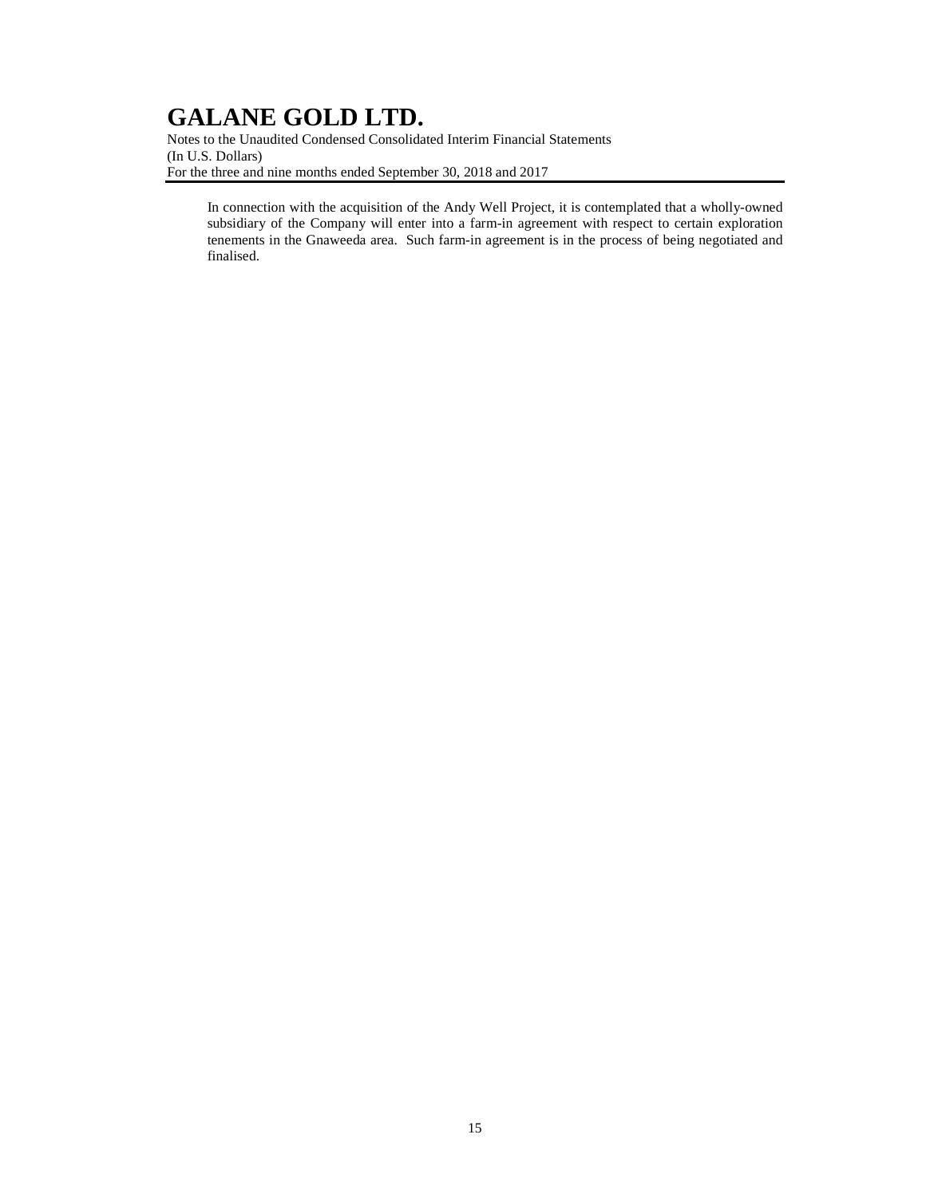In connection with the acquisition of the Andy Well Project, it is contemplated that a wholly-owned subsidiary of the Company will enter into a farm-in agreement with respect to certain exploration tenements in the Gnaweeda area. Such farm-in agreement is in the process of being negotiated and finalised.